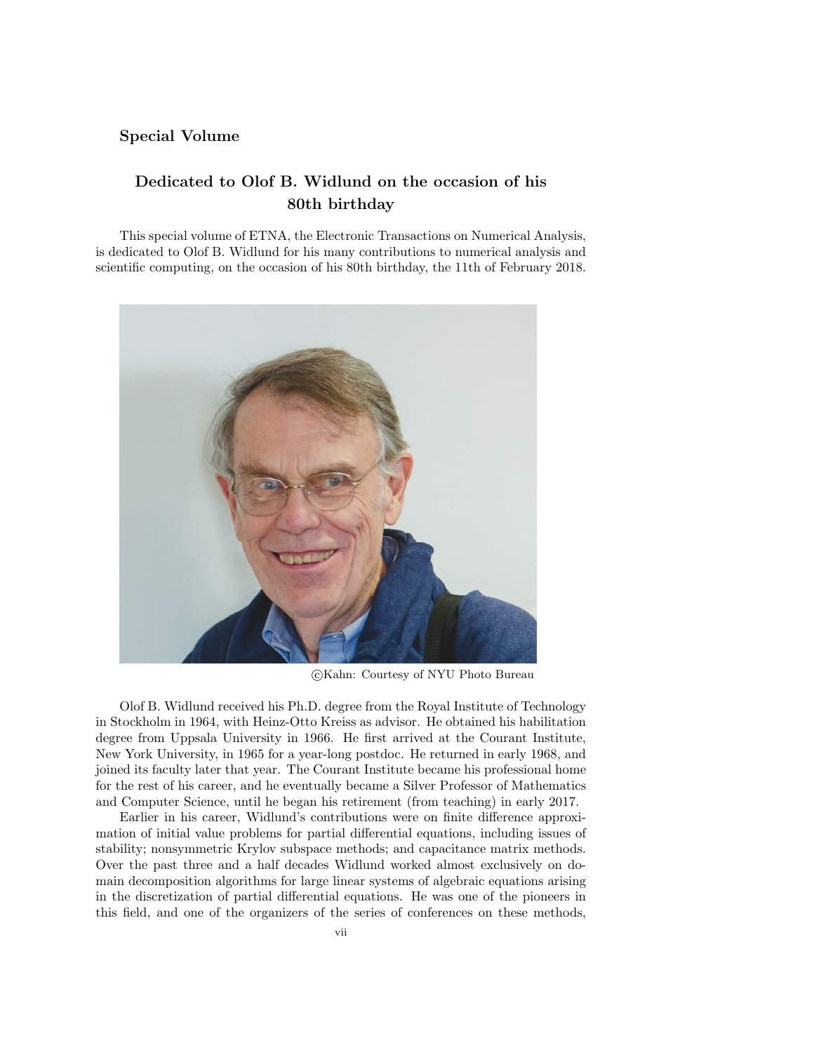**Special Volume**

## Dedicated to Olof B. Widlund on the occasion of his 80th birthday

This special volume of ETNA, the Electronic Transactions on Numerical Analysis, is dedicated to Olof B. Widlund for his many contributions to numerical analysis and scientific computing, on the occasion of his 80th birthday, the 11th of February 2018.

©Kahn: Courtesy of NYU Photo Bureau

Olof B. Widlund received his Ph.D. degree from the Royal Institute of Technology in Stockholm in 1964, with Heinz-Otto Kreiss as advisor. He obtained his habilitation degree from Uppsala University in 1966. He first arrived at the Courant Institute, New York University, in 1965 for a year-long postdoc. He returned in early 1968, and joined its faculty later that year. The Courant Institute became his professional home for the rest of his career, and he eventually became a Silver Professor of Mathematics and Computer Science, until he began his retirement (from teaching) in early 2017.

Earlier in his career, Widlund's contributions were on finite difference approximation of initial value problems for partial differential equations, including issues of stability; nonsymmetric Krylov subspace methods; and capacitance matrix methods. Over the past three and a half decades Widlund worked almost exclusively on domain decomposition algorithms for large linear systems of algebraic equations arising in the discretization of partial differential equations. He was one of the pioneers in this field, and one of the organizers of the series of conferences on these methods,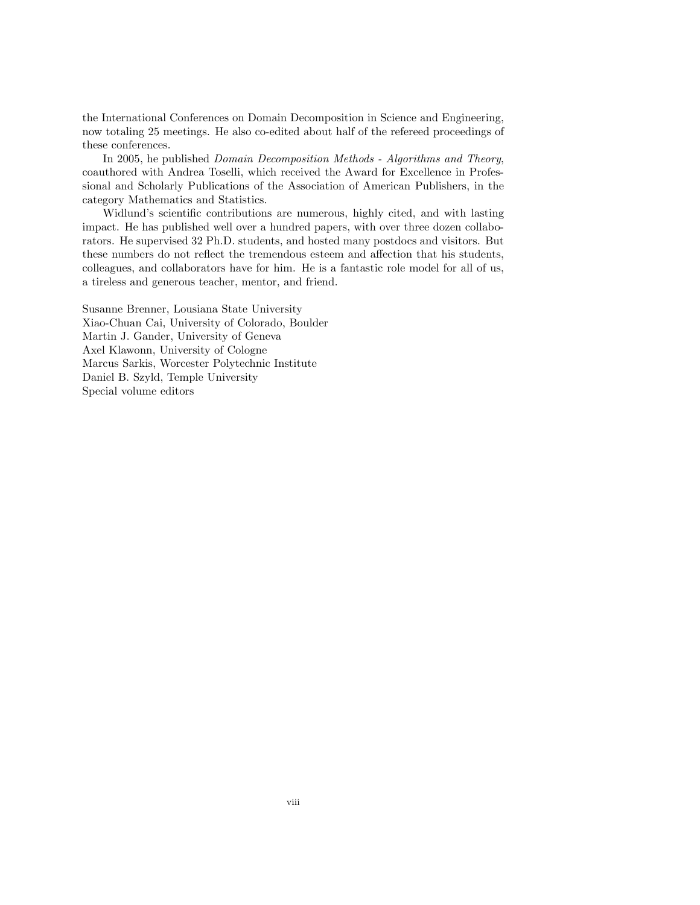the International Conferences on Domain Decomposition in Science and Engineering, now totaling 25 meetings. He also co-edited about half of the refereed proceedings of these conferences.

In 2005, he published *Domain Decomposition Methods - Algorithms and Theory*, coauthored with Andrea Toselli, which received the Award for Excellence in Professional and Scholarly Publications of the Association of American Publishers, in the category Mathematics and Statistics.

Widlund's scientific contributions are numerous, highly cited, and with lasting impact. He has published well over a hundred papers, with over three dozen collaborators. He supervised 32 Ph.D. students, and hosted many postdocs and visitors. But these numbers do not reflect the tremendous esteem and affection that his students, colleagues, and collaborators have for him. He is a fantastic role model for all of us, a tireless and generous teacher, mentor, and friend.

Susanne Brenner, Lousiana State University
Xiao-Chuan Cai, University of Colorado, Boulder
Martin J. Gander, University of Geneva
Axel Klawonn, University of Cologne
Marcus Sarkis, Worcester Polytechnic Institute
Daniel B. Szyld, Temple University
Special volume editors